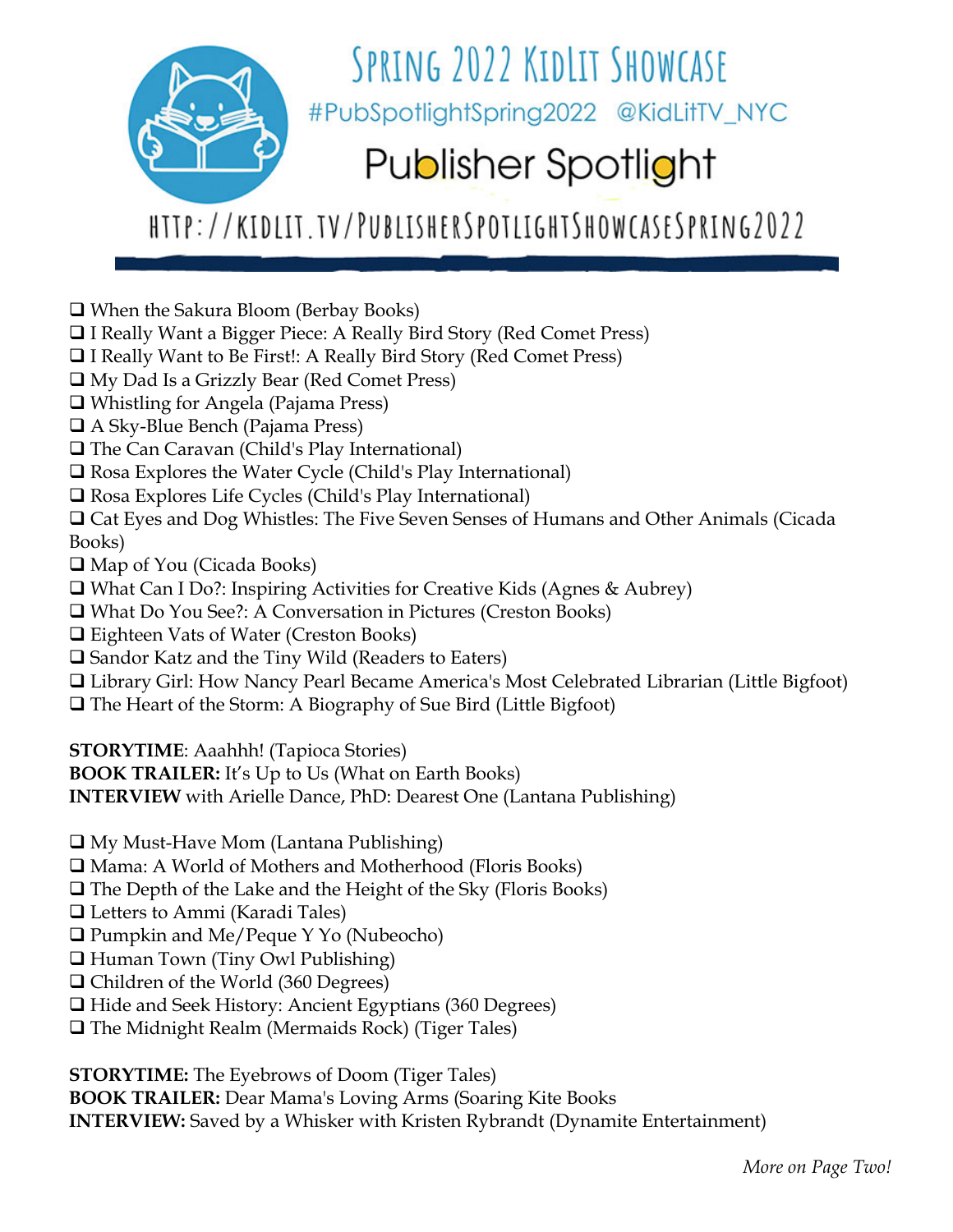# Spring 2022 KidLit Showcase

#PubSpotlightSpring2022 @KidLitTV_NYC

## Publisher Spotlight

HTTP://KIDLIT.TV/PUBLISHERSPOTLIGHTSHOWCASESPRING2022

- ❑ When the Sakura Bloom (Berbay Books)
- ❑ I Really Want a Bigger Piece: A Really Bird Story (Red Comet Press)
- ❑ I Really Want to Be First!: A Really Bird Story (Red Comet Press)
- ❑ My Dad Is a Grizzly Bear (Red Comet Press)
- ❑ Whistling for Angela (Pajama Press)
- ❑ A Sky-Blue Bench (Pajama Press)
- ❑ The Can Caravan (Child's Play International)
- ❑ Rosa Explores the Water Cycle (Child's Play International)
- ❑ Rosa Explores Life Cycles (Child's Play International)
- ❑ Cat Eyes and Dog Whistles: The Five Seven Senses of Humans and Other Animals (Cicada Books)
- ❑ Map of You (Cicada Books)
- ❑ What Can I Do?: Inspiring Activities for Creative Kids (Agnes & Aubrey)
- ❑ What Do You See?: A Conversation in Pictures (Creston Books)
- ❑ Eighteen Vats of Water (Creston Books)
- ❑ Sandor Katz and the Tiny Wild (Readers to Eaters)
- ❑ Library Girl: How Nancy Pearl Became America's Most Celebrated Librarian (Little Bigfoot)
- ❑ The Heart of the Storm: A Biography of Sue Bird (Little Bigfoot)

**STORYTIME**: Aaahhh! (Tapioca Stories)
**BOOK TRAILER:** It's Up to Us (What on Earth Books)
**INTERVIEW** with Arielle Dance, PhD: Dearest One (Lantana Publishing)

- ❑ My Must-Have Mom (Lantana Publishing)
- ❑ Mama: A World of Mothers and Motherhood (Floris Books)
- ❑ The Depth of the Lake and the Height of the Sky (Floris Books)
- ❑ Letters to Ammi (Karadi Tales)
- ❑ Pumpkin and Me/Peque Y Yo (Nubeocho)
- ❑ Human Town (Tiny Owl Publishing)
- ❑ Children of the World (360 Degrees)
- ❑ Hide and Seek History: Ancient Egyptians (360 Degrees)
- ❑ The Midnight Realm (Mermaids Rock) (Tiger Tales)

**STORYTIME:** The Eyebrows of Doom (Tiger Tales)
**BOOK TRAILER:** Dear Mama's Loving Arms (Soaring Kite Books
**INTERVIEW:** Saved by a Whisker with Kristen Rybrandt (Dynamite Entertainment)

*More on Page Two!*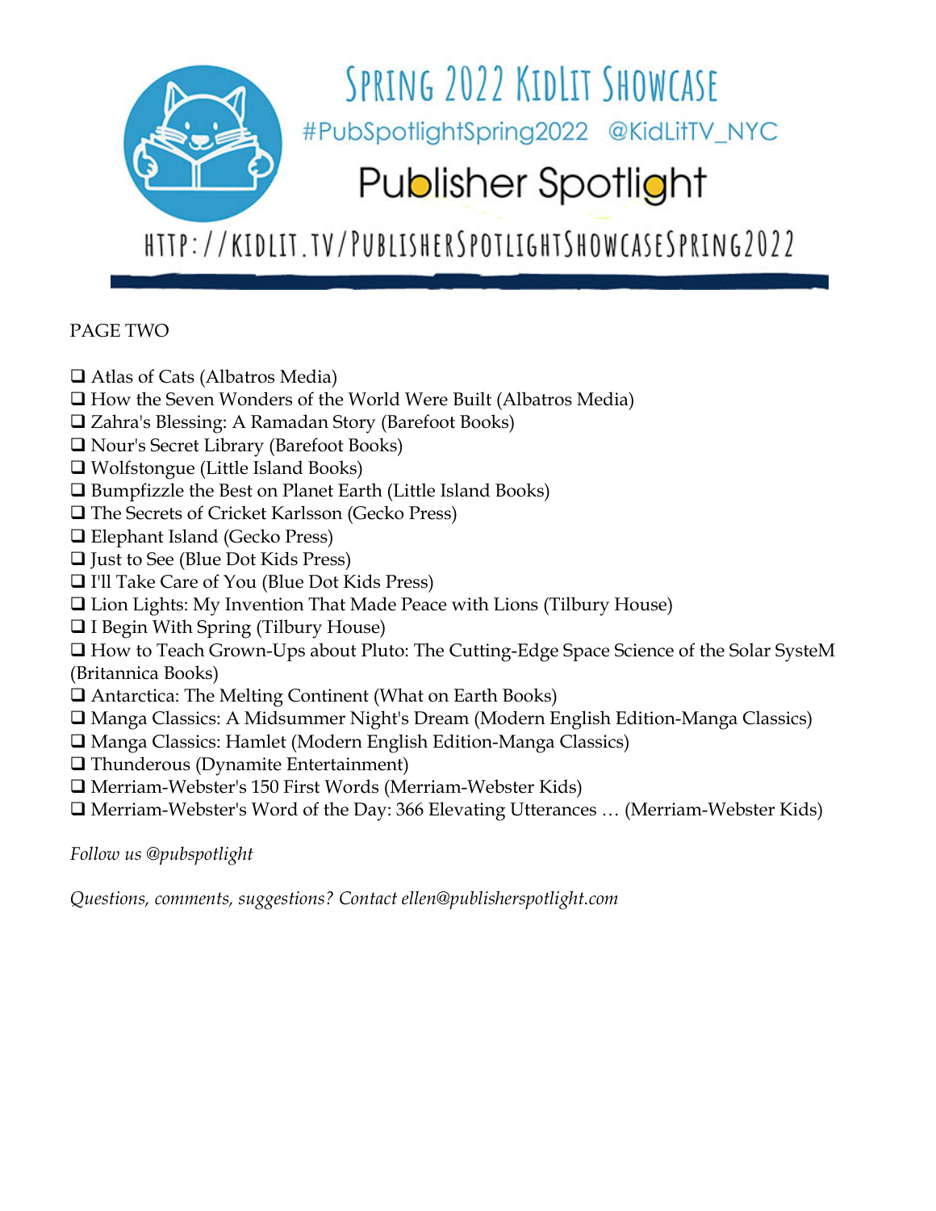# Spring 2022 KidLit Showcase

#PubSpotlightSpring2022 @KidLitTV_NYC

## Publisher Spotlight

HTTP://KIDLIT.TV/PUBLISHERSPOTLIGHTSHOWCASESPRING2022

PAGE TWO

- ❑ Atlas of Cats (Albatros Media)
- ❑ How the Seven Wonders of the World Were Built (Albatros Media)
- ❑ Zahra's Blessing: A Ramadan Story (Barefoot Books)
- ❑ Nour's Secret Library (Barefoot Books)
- ❑ Wolfstongue (Little Island Books)
- ❑ Bumpfizzle the Best on Planet Earth (Little Island Books)
- ❑ The Secrets of Cricket Karlsson (Gecko Press)
- ❑ Elephant Island (Gecko Press)
- ❑ Just to See (Blue Dot Kids Press)
- ❑ I'll Take Care of You (Blue Dot Kids Press)
- ❑ Lion Lights: My Invention That Made Peace with Lions (Tilbury House)
- ❑ I Begin With Spring (Tilbury House)
- ❑ How to Teach Grown-Ups about Pluto: The Cutting-Edge Space Science of the Solar SysteM (Britannica Books)
- ❑ Antarctica: The Melting Continent (What on Earth Books)
- ❑ Manga Classics: A Midsummer Night's Dream (Modern English Edition-Manga Classics)
- ❑ Manga Classics: Hamlet (Modern English Edition-Manga Classics)
- ❑ Thunderous (Dynamite Entertainment)
- ❑ Merriam-Webster's 150 First Words (Merriam-Webster Kids)
- ❑ Merriam-Webster's Word of the Day: 366 Elevating Utterances … (Merriam-Webster Kids)

*Follow us @pubspotlight*

*Questions, comments, suggestions? Contact ellen@publisherspotlight.com*